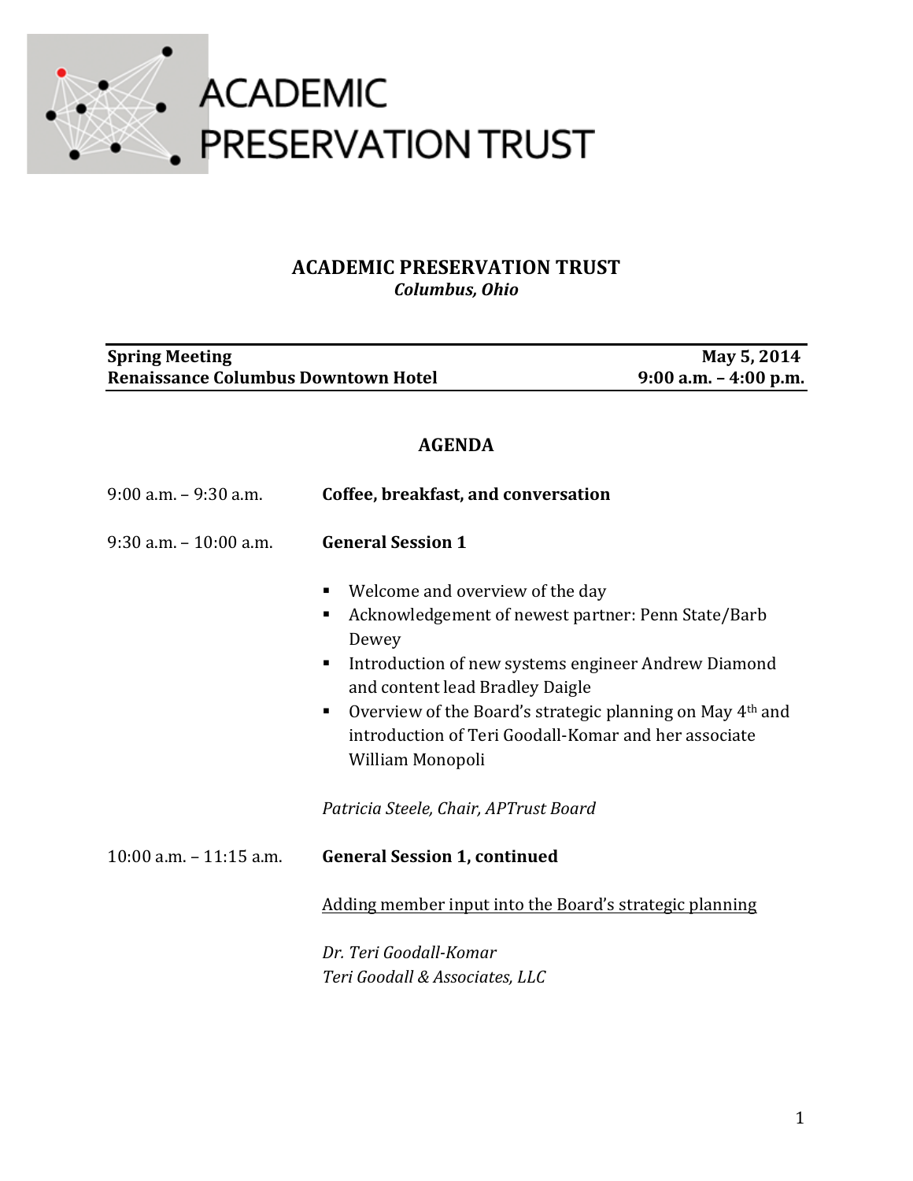ACADEMIC PRESERVATION TRUST

# ACADEMIC PRESERVATION TRUST

*Columbus, Ohio*

| **Spring Meeting** | **May 5, 2014** |
| --- | --- |
| **Renaissance Columbus Downtown Hotel** | **9:00 a.m. – 4:00 p.m.** |

## AGENDA

9:00 a.m. – 9:30 a.m. **Coffee, breakfast, and conversation**

9:30 a.m. – 10:00 a.m. **General Session 1**

- Welcome and overview of the day
- Acknowledgement of newest partner: Penn State/Barb Dewey
- Introduction of new systems engineer Andrew Diamond and content lead Bradley Daigle
- Overview of the Board's strategic planning on May 4th and introduction of Teri Goodall-Komar and her associate William Monopoli

*Patricia Steele, Chair, APTrust Board*

10:00 a.m. – 11:15 a.m. **General Session 1, continued**

Adding member input into the Board's strategic planning

*Dr. Teri Goodall-Komar*
*Teri Goodall & Associates, LLC*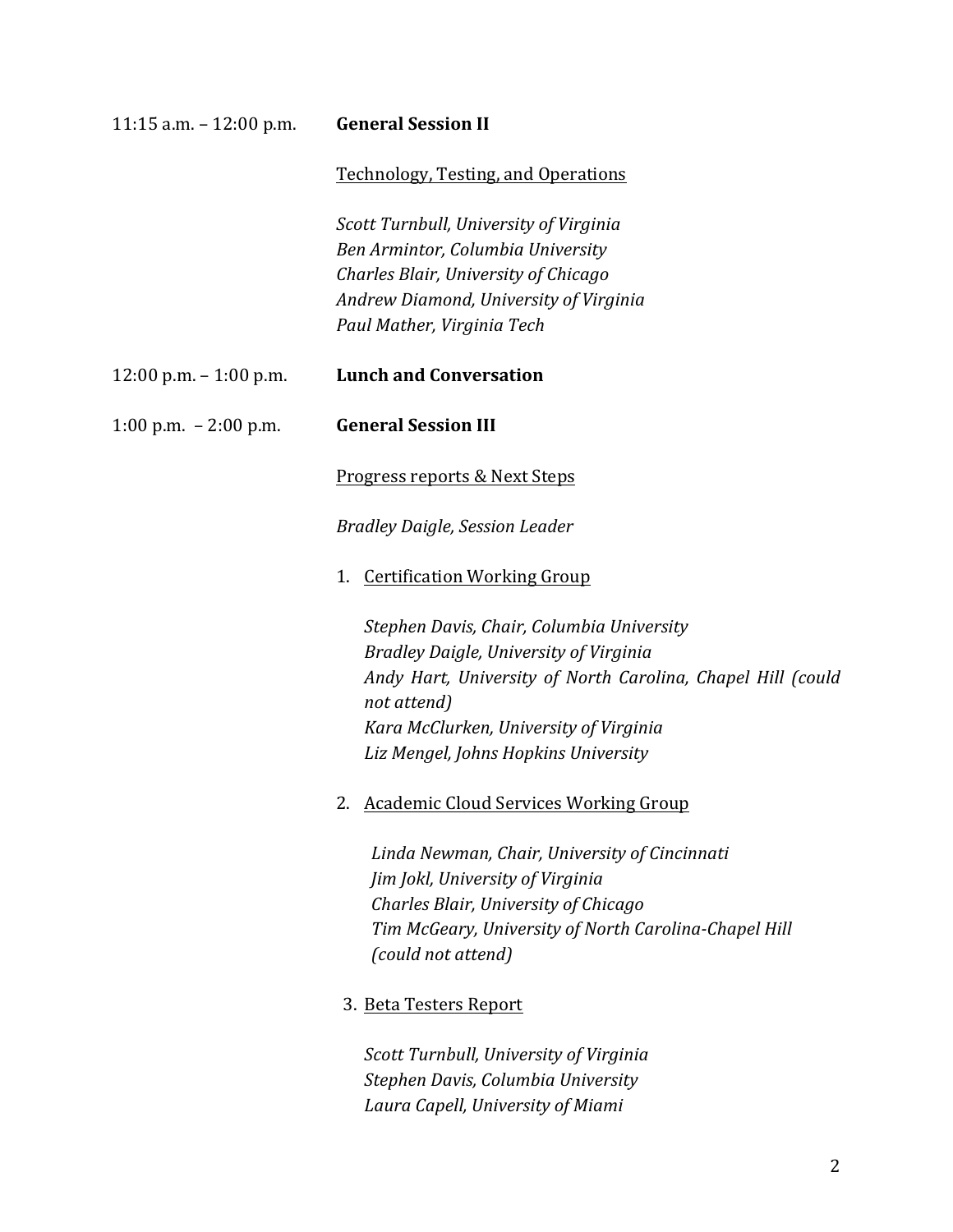11:15 a.m. – 12:00 p.m. **General Session II**

Technology, Testing, and Operations

*Scott Turnbull, University of Virginia*
*Ben Armintor, Columbia University*
*Charles Blair, University of Chicago*
*Andrew Diamond, University of Virginia*
*Paul Mather, Virginia Tech*

12:00 p.m. – 1:00 p.m. **Lunch and Conversation**

1:00 p.m. – 2:00 p.m. **General Session III**

Progress reports & Next Steps

*Bradley Daigle, Session Leader*

1. Certification Working Group

   *Stephen Davis, Chair, Columbia University*
   *Bradley Daigle, University of Virginia*
   *Andy Hart, University of North Carolina, Chapel Hill (could not attend)*
   *Kara McClurken, University of Virginia*
   *Liz Mengel, Johns Hopkins University*

2. Academic Cloud Services Working Group

   *Linda Newman, Chair, University of Cincinnati*
   *Jim Jokl, University of Virginia*
   *Charles Blair, University of Chicago*
   *Tim McGeary, University of North Carolina-Chapel Hill (could not attend)*

3. Beta Testers Report

   *Scott Turnbull, University of Virginia*
   *Stephen Davis, Columbia University*
   *Laura Capell, University of Miami*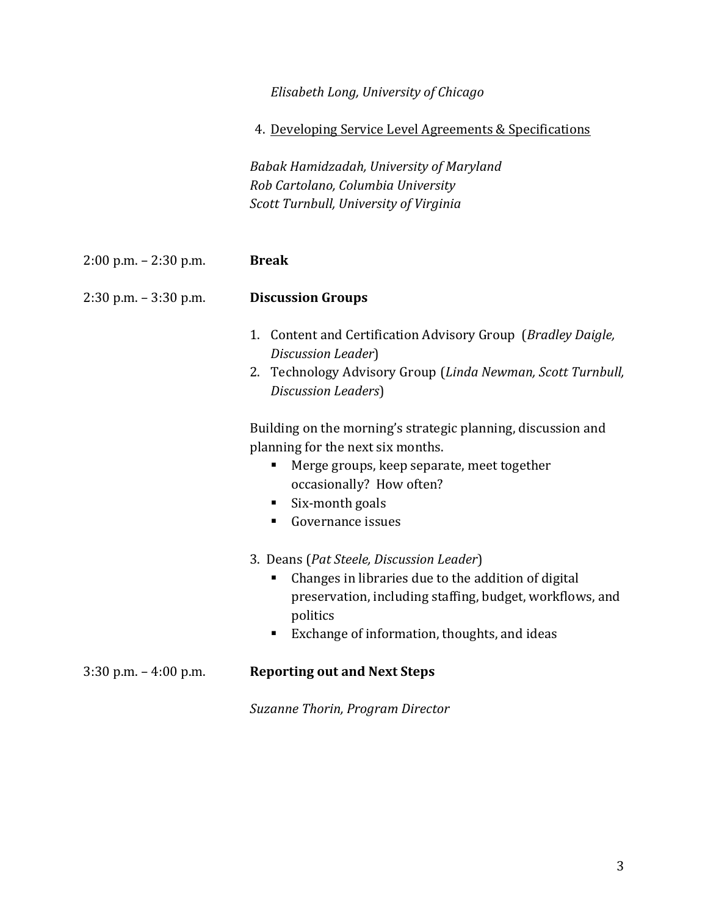*Elisabeth Long, University of Chicago*

4. Developing Service Level Agreements & Specifications

*Babak Hamidzadah, University of Maryland*
*Rob Cartolano, Columbia University*
*Scott Turnbull, University of Virginia*

2:00 p.m. – 2:30 p.m. **Break**

2:30 p.m. – 3:30 p.m. **Discussion Groups**

1. Content and Certification Advisory Group (*Bradley Daigle, Discussion Leader*)
2. Technology Advisory Group (*Linda Newman, Scott Turnbull, Discussion Leaders*)

Building on the morning's strategic planning, discussion and planning for the next six months.

- Merge groups, keep separate, meet together occasionally? How often?
- Six-month goals
- Governance issues

3. Deans (*Pat Steele, Discussion Leader*)
   - Changes in libraries due to the addition of digital preservation, including staffing, budget, workflows, and politics
   - Exchange of information, thoughts, and ideas

3:30 p.m. – 4:00 p.m. **Reporting out and Next Steps**

*Suzanne Thorin, Program Director*